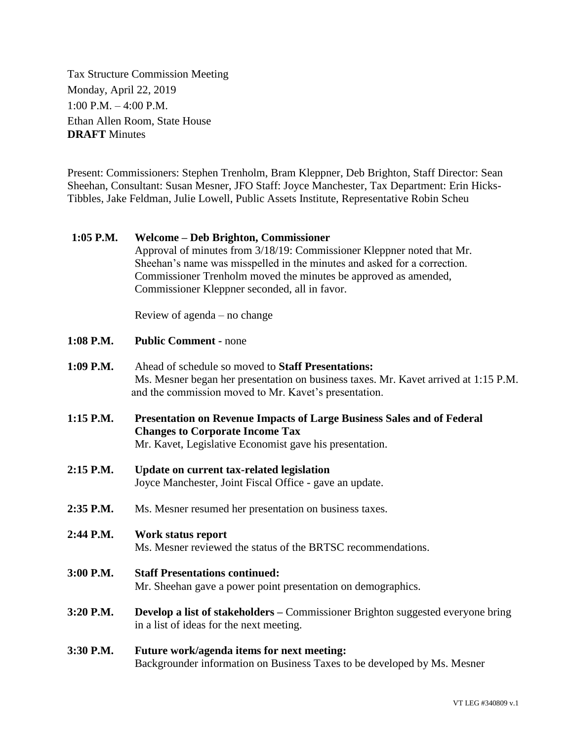Tax Structure Commission Meeting
Monday, April 22, 2019
1:00 P.M. – 4:00 P.M.
Ethan Allen Room, State House
**DRAFT** Minutes

Present: Commissioners: Stephen Trenholm, Bram Kleppner, Deb Brighton, Staff Director: Sean Sheehan, Consultant: Susan Mesner, JFO Staff: Joyce Manchester, Tax Department: Erin Hicks-Tibbles, Jake Feldman, Julie Lowell, Public Assets Institute, Representative Robin Scheu

**1:05 P.M.** **Welcome – Deb Brighton, Commissioner**
Approval of minutes from 3/18/19: Commissioner Kleppner noted that Mr. Sheehan's name was misspelled in the minutes and asked for a correction. Commissioner Trenholm moved the minutes be approved as amended, Commissioner Kleppner seconded, all in favor.

Review of agenda – no change

**1:08 P.M.** **Public Comment** - none

**1:09 P.M.** Ahead of schedule so moved to **Staff Presentations:**
Ms. Mesner began her presentation on business taxes. Mr. Kavet arrived at 1:15 P.M. and the commission moved to Mr. Kavet's presentation.

**1:15 P.M.** **Presentation on Revenue Impacts of Large Business Sales and of Federal Changes to Corporate Income Tax**
Mr. Kavet, Legislative Economist gave his presentation.

**2:15 P.M.** **Update on current tax-related legislation**
Joyce Manchester, Joint Fiscal Office - gave an update.

**2:35 P.M.** Ms. Mesner resumed her presentation on business taxes.

**2:44 P.M.** **Work status report**
Ms. Mesner reviewed the status of the BRTSC recommendations.

**3:00 P.M.** **Staff Presentations continued:**
Mr. Sheehan gave a power point presentation on demographics.

**3:20 P.M.** **Develop a list of stakeholders –** Commissioner Brighton suggested everyone bring in a list of ideas for the next meeting.

**3:30 P.M.** **Future work/agenda items for next meeting:**
Backgrounder information on Business Taxes to be developed by Ms. Mesner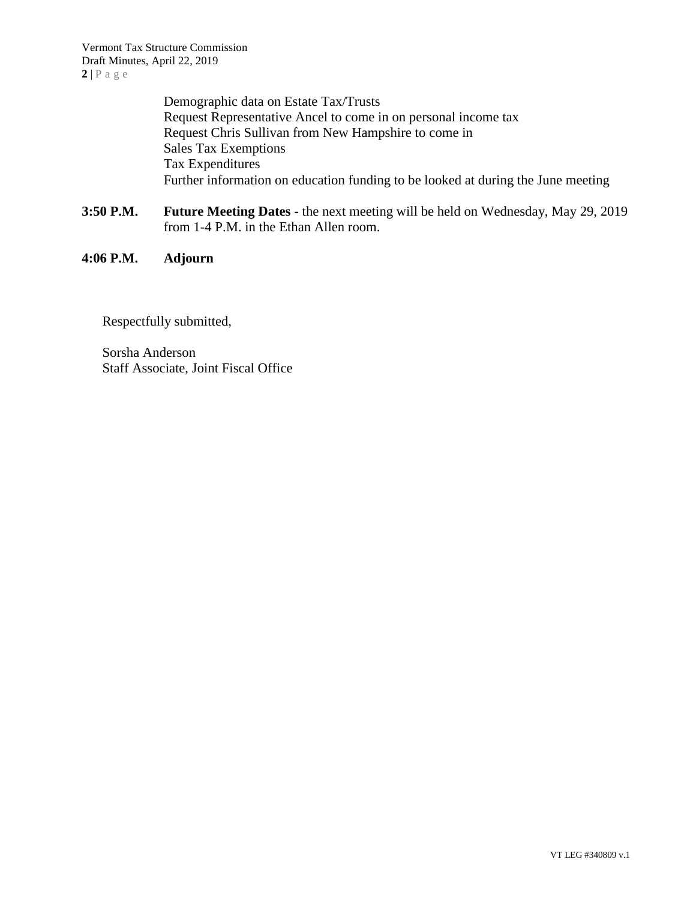Demographic data on Estate Tax/Trusts
Request Representative Ancel to come in on personal income tax
Request Chris Sullivan from New Hampshire to come in
Sales Tax Exemptions
Tax Expenditures
Further information on education funding to be looked at during the June meeting

**3:50 P.M.** **Future Meeting Dates -** the next meeting will be held on Wednesday, May 29, 2019 from 1-4 P.M. in the Ethan Allen room.

**4:06 P.M.** **Adjourn**

Respectfully submitted,

Sorsha Anderson
Staff Associate, Joint Fiscal Office

VT LEG #340809 v.1